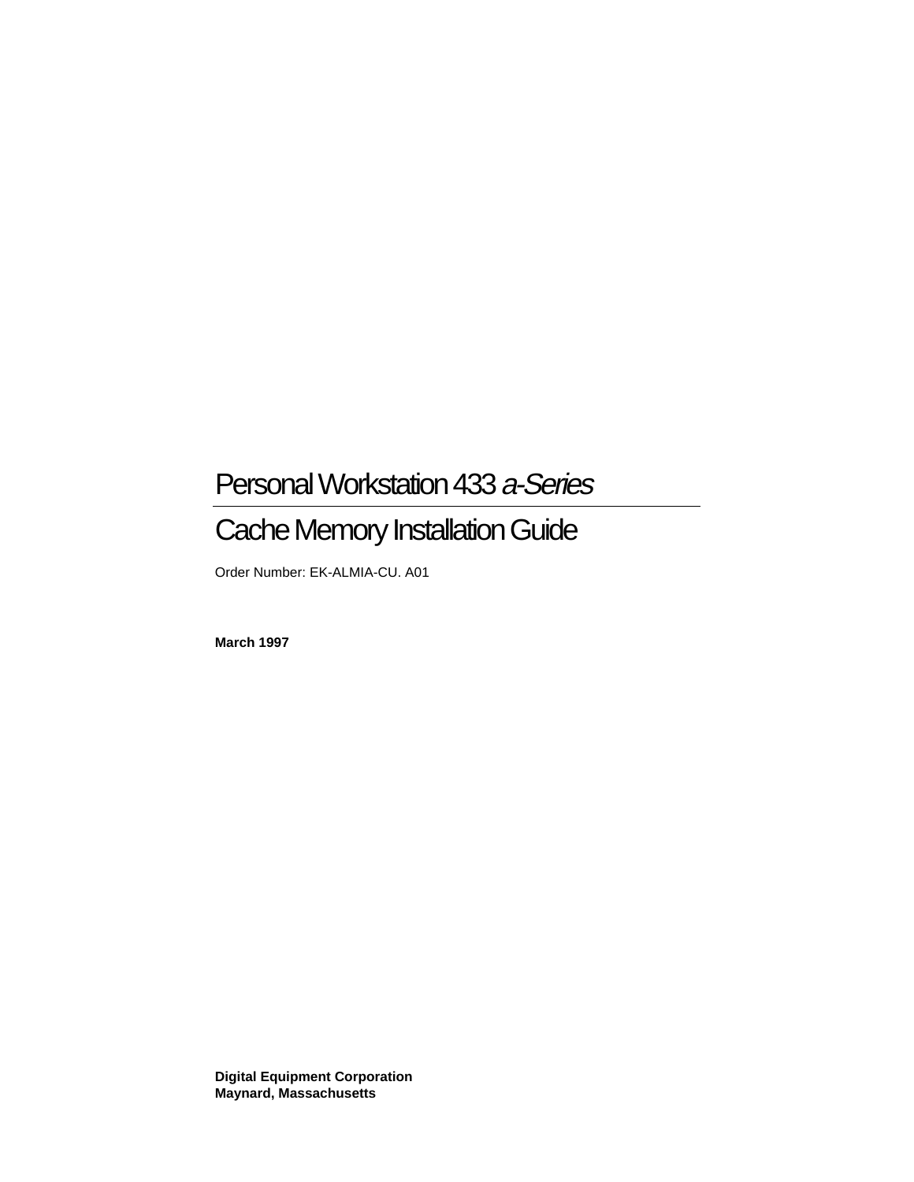# Personal Workstation 433 *a-Series*

## Cache Memory Installation Guide

Order Number: EK-ALMIA-CU. A01

**March 1997**

**Digital Equipment Corporation**
**Maynard, Massachusetts**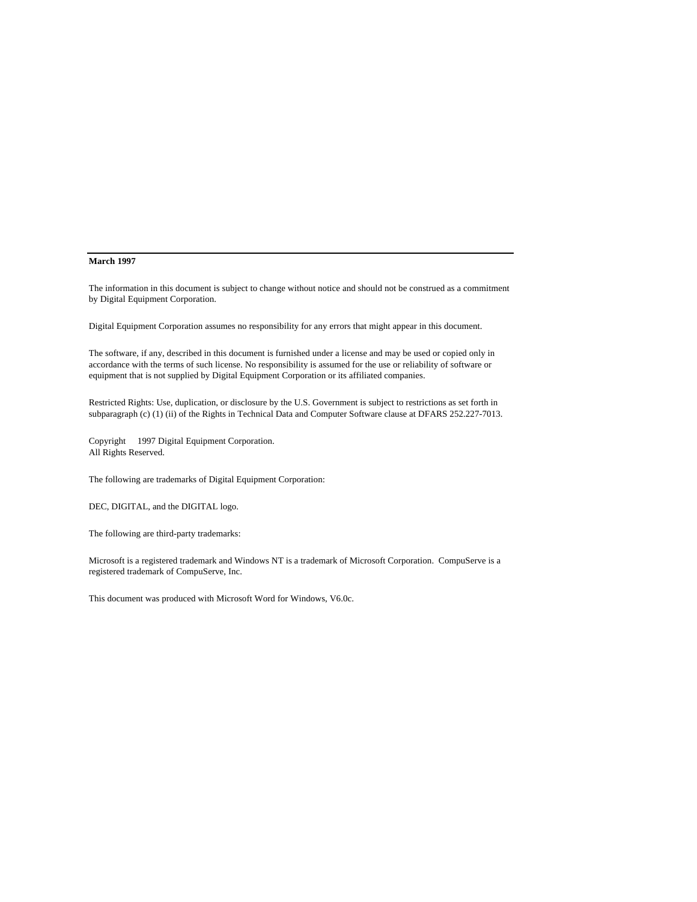**March 1997**

The information in this document is subject to change without notice and should not be construed as a commitment by Digital Equipment Corporation.

Digital Equipment Corporation assumes no responsibility for any errors that might appear in this document.

The software, if any, described in this document is furnished under a license and may be used or copied only in accordance with the terms of such license. No responsibility is assumed for the use or reliability of software or equipment that is not supplied by Digital Equipment Corporation or its affiliated companies.

Restricted Rights: Use, duplication, or disclosure by the U.S. Government is subject to restrictions as set forth in subparagraph (c) (1) (ii) of the Rights in Technical Data and Computer Software clause at DFARS 252.227-7013.

Copyright 1997 Digital Equipment Corporation.
All Rights Reserved.

The following are trademarks of Digital Equipment Corporation:

DEC, DIGITAL, and the DIGITAL logo.

The following are third-party trademarks:

Microsoft is a registered trademark and Windows NT is a trademark of Microsoft Corporation. CompuServe is a registered trademark of CompuServe, Inc.

This document was produced with Microsoft Word for Windows, V6.0c.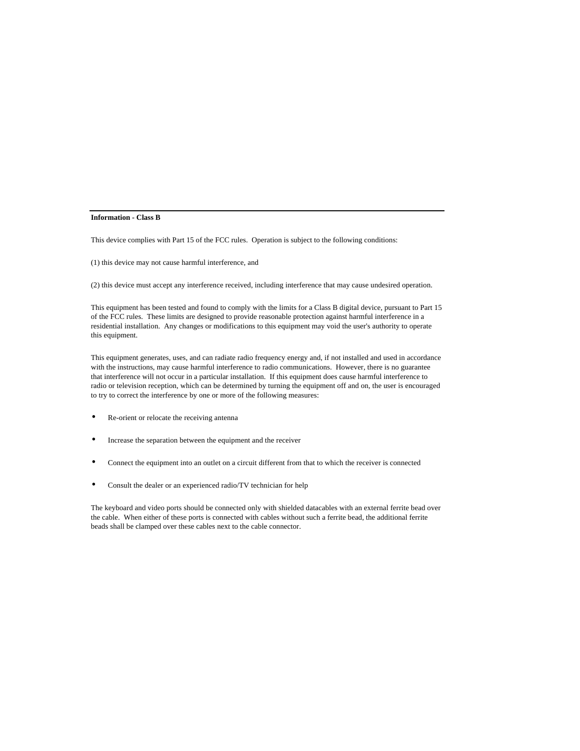## Information - Class B

This device complies with Part 15 of the FCC rules. Operation is subject to the following conditions:

(1) this device may not cause harmful interference, and

(2) this device must accept any interference received, including interference that may cause undesired operation.

This equipment has been tested and found to comply with the limits for a Class B digital device, pursuant to Part 15 of the FCC rules. These limits are designed to provide reasonable protection against harmful interference in a residential installation. Any changes or modifications to this equipment may void the user's authority to operate this equipment.

This equipment generates, uses, and can radiate radio frequency energy and, if not installed and used in accordance with the instructions, may cause harmful interference to radio communications. However, there is no guarantee that interference will not occur in a particular installation. If this equipment does cause harmful interference to radio or television reception, which can be determined by turning the equipment off and on, the user is encouraged to try to correct the interference by one or more of the following measures:

- Re-orient or relocate the receiving antenna
- Increase the separation between the equipment and the receiver
- Connect the equipment into an outlet on a circuit different from that to which the receiver is connected
- Consult the dealer or an experienced radio/TV technician for help

The keyboard and video ports should be connected only with shielded datacables with an external ferrite bead over the cable. When either of these ports is connected with cables without such a ferrite bead, the additional ferrite beads shall be clamped over these cables next to the cable connector.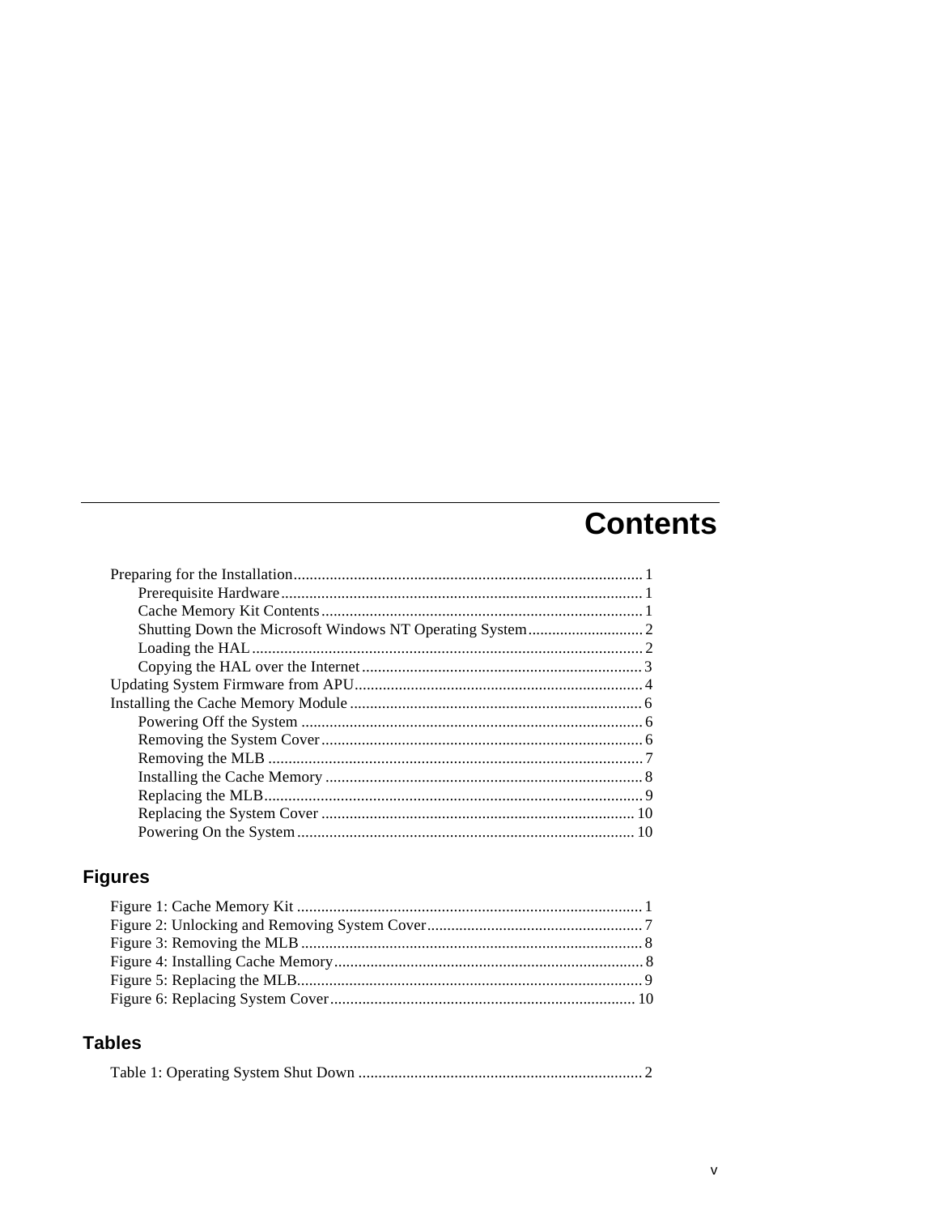# Contents

Preparing for the Installation ........................................................................................ 1
- Prerequisite Hardware ........................................................................................ 1
- Cache Memory Kit Contents ................................................................................ 1
- Shutting Down the Microsoft Windows NT Operating System ............................. 2
- Loading the HAL ................................................................................................. 2
- Copying the HAL over the Internet ...................................................................... 3

Updating System Firmware from APU ........................................................................ 4

Installing the Cache Memory Module ......................................................................... 6
- Powering Off the System ..................................................................................... 6
- Removing the System Cover ................................................................................ 6
- Removing the MLB .............................................................................................. 7
- Installing the Cache Memory ............................................................................... 8
- Replacing the MLB .............................................................................................. 9
- Replacing the System Cover .............................................................................. 10
- Powering On the System .................................................................................... 10

## Figures

Figure 1: Cache Memory Kit ...................................................................................... 1
Figure 2: Unlocking and Removing System Cover ...................................................... 7
Figure 3: Removing the MLB ..................................................................................... 8
Figure 4: Installing Cache Memory ............................................................................. 8
Figure 5: Replacing the MLB ...................................................................................... 9
Figure 6: Replacing System Cover ............................................................................ 10

## Tables

Table 1: Operating System Shut Down ....................................................................... 2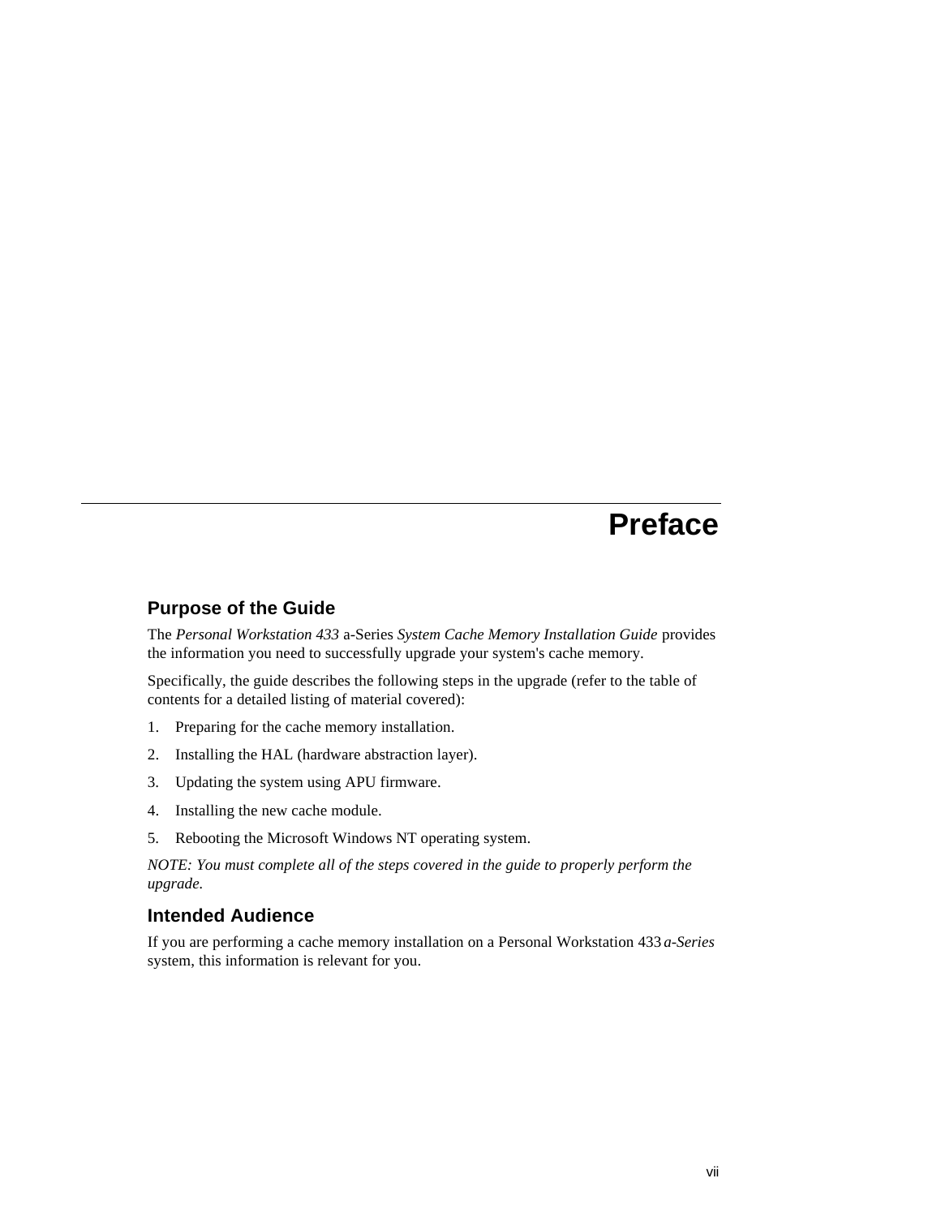# Preface

## Purpose of the Guide

The *Personal Workstation 433* a-Series *System Cache Memory Installation Guide* provides the information you need to successfully upgrade your system's cache memory.

Specifically, the guide describes the following steps in the upgrade (refer to the table of contents for a detailed listing of material covered):

1. Preparing for the cache memory installation.
2. Installing the HAL (hardware abstraction layer).
3. Updating the system using APU firmware.
4. Installing the new cache module.
5. Rebooting the Microsoft Windows NT operating system.

*NOTE: You must complete all of the steps covered in the guide to properly perform the upgrade.*

## Intended Audience

If you are performing a cache memory installation on a Personal Workstation 433 *a-Series* system, this information is relevant for you.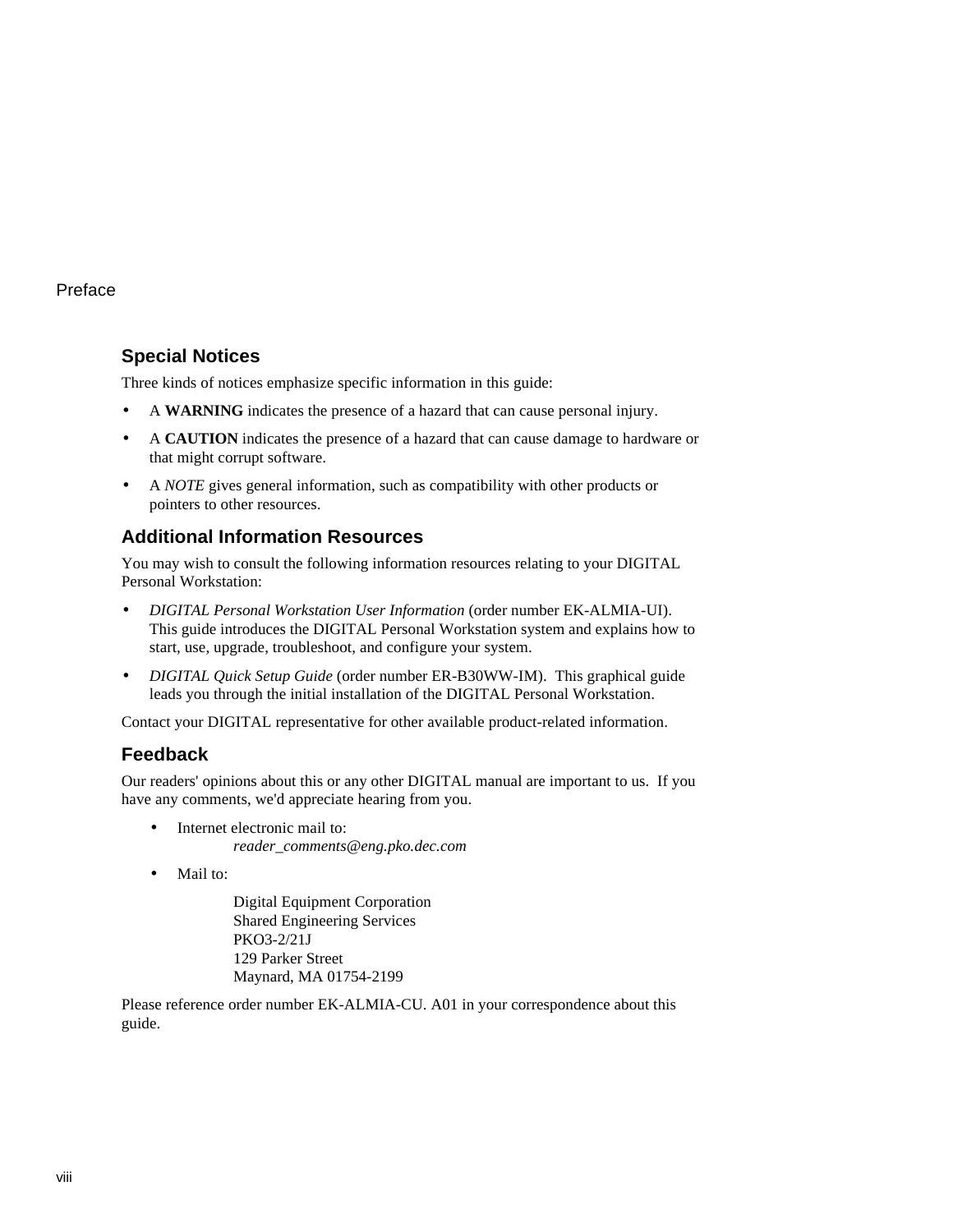## Special Notices

Three kinds of notices emphasize specific information in this guide:

- A **WARNING** indicates the presence of a hazard that can cause personal injury.
- A **CAUTION** indicates the presence of a hazard that can cause damage to hardware or that might corrupt software.
- A *NOTE* gives general information, such as compatibility with other products or pointers to other resources.

## Additional Information Resources

You may wish to consult the following information resources relating to your DIGITAL Personal Workstation:

- *DIGITAL Personal Workstation User Information* (order number EK-ALMIA-UI). This guide introduces the DIGITAL Personal Workstation system and explains how to start, use, upgrade, troubleshoot, and configure your system.
- *DIGITAL Quick Setup Guide* (order number ER-B30WW-IM). This graphical guide leads you through the initial installation of the DIGITAL Personal Workstation.

Contact your DIGITAL representative for other available product-related information.

## Feedback

Our readers' opinions about this or any other DIGITAL manual are important to us. If you have any comments, we'd appreciate hearing from you.

- Internet electronic mail to:
  *reader_comments@eng.pko.dec.com*
- Mail to:

  Digital Equipment Corporation
  Shared Engineering Services
  PKO3-2/21J
  129 Parker Street
  Maynard, MA 01754-2199

Please reference order number EK-ALMIA-CU. A01 in your correspondence about this guide.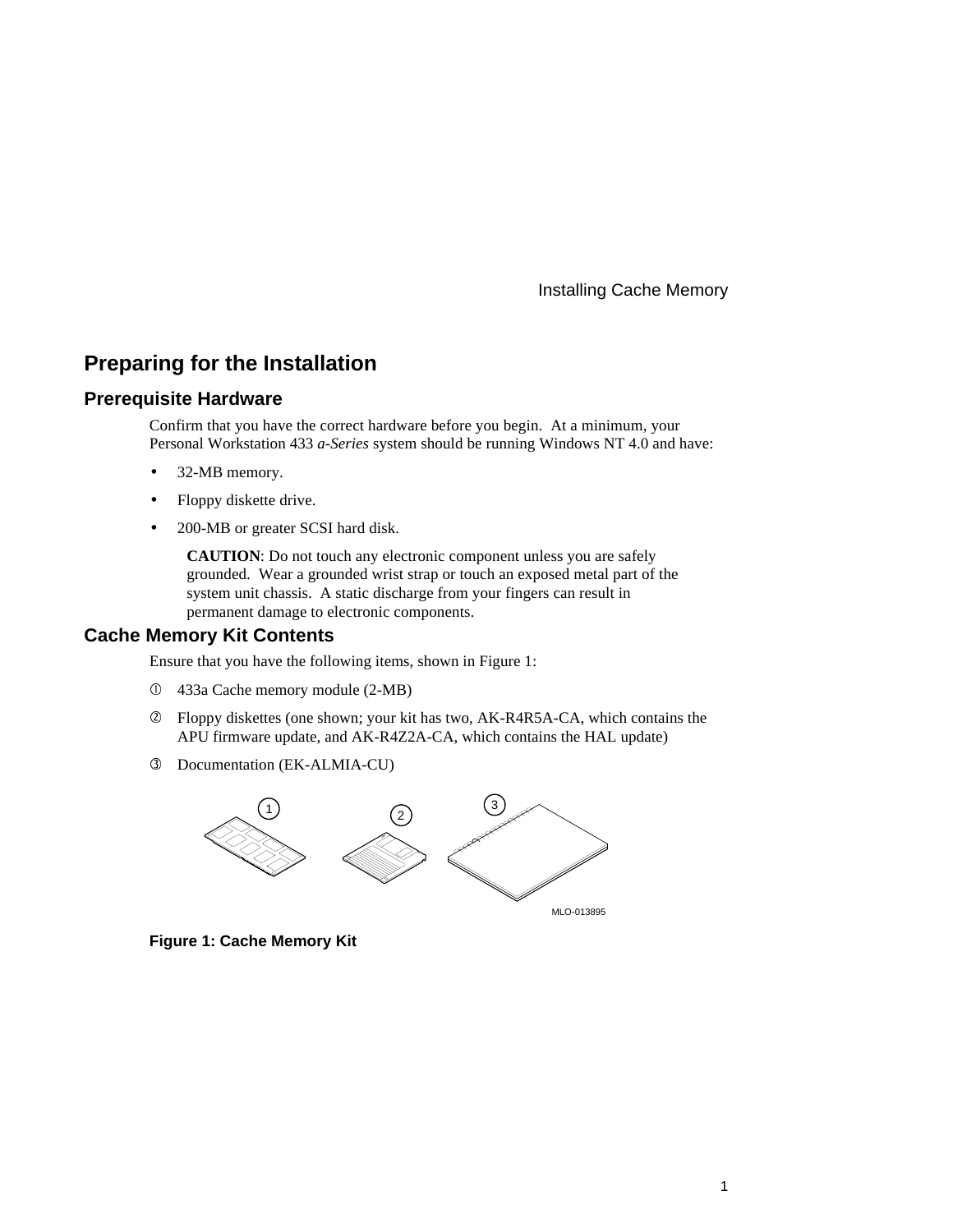## Preparing for the Installation

### Prerequisite Hardware

Confirm that you have the correct hardware before you begin. At a minimum, your Personal Workstation 433 *a-Series* system should be running Windows NT 4.0 and have:

- 32-MB memory.
- Floppy diskette drive.
- 200-MB or greater SCSI hard disk.

**CAUTION**: Do not touch any electronic component unless you are safely grounded. Wear a grounded wrist strap or touch an exposed metal part of the system unit chassis. A static discharge from your fingers can result in permanent damage to electronic components.

### Cache Memory Kit Contents

Ensure that you have the following items, shown in Figure 1:

① 433a Cache memory module (2-MB)

② Floppy diskettes (one shown; your kit has two, AK-R4R5A-CA, which contains the APU firmware update, and AK-R4Z2A-CA, which contains the HAL update)

③ Documentation (EK-ALMIA-CU)

**Figure 1: Cache Memory Kit**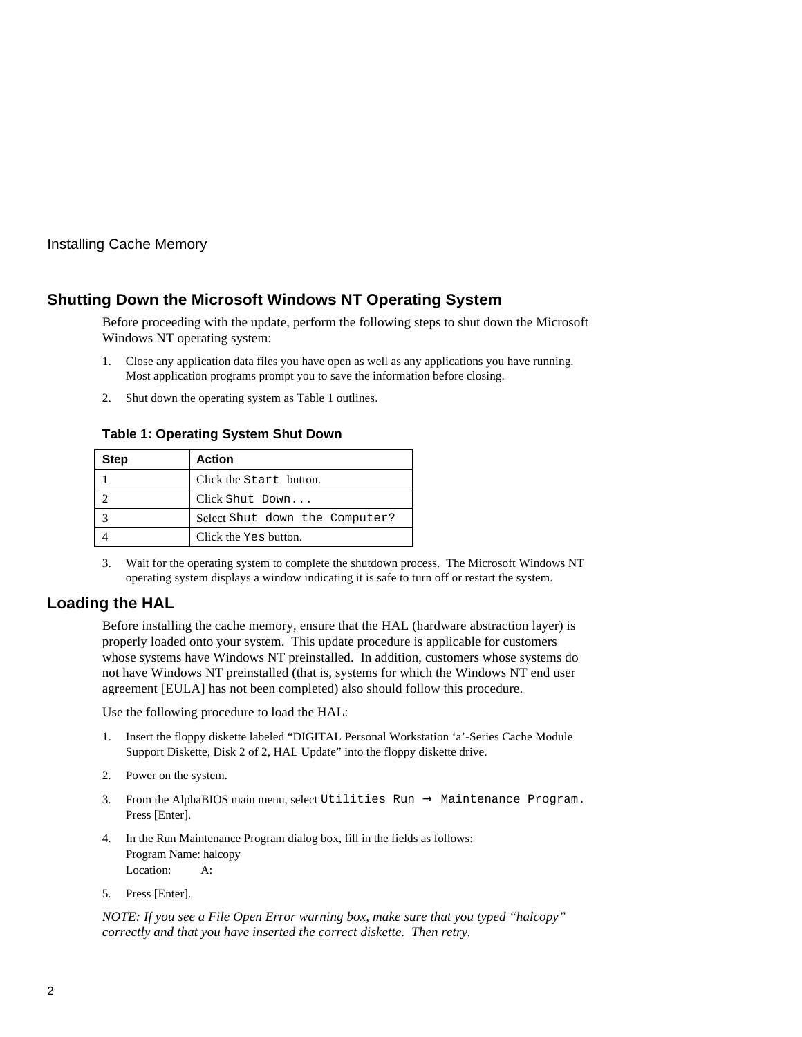## Shutting Down the Microsoft Windows NT Operating System

Before proceeding with the update, perform the following steps to shut down the Microsoft Windows NT operating system:

1. Close any application data files you have open as well as any applications you have running. Most application programs prompt you to save the information before closing.
2. Shut down the operating system as Table 1 outlines.

**Table 1: Operating System Shut Down**

| Step | Action |
|---|---|
| 1 | Click the `Start` button. |
| 2 | Click `Shut Down...` |
| 3 | Select `Shut down the Computer?` |
| 4 | Click the `Yes` button. |

3. Wait for the operating system to complete the shutdown process. The Microsoft Windows NT operating system displays a window indicating it is safe to turn off or restart the system.

## Loading the HAL

Before installing the cache memory, ensure that the HAL (hardware abstraction layer) is properly loaded onto your system. This update procedure is applicable for customers whose systems have Windows NT preinstalled. In addition, customers whose systems do not have Windows NT preinstalled (that is, systems for which the Windows NT end user agreement [EULA] has not been completed) also should follow this procedure.

Use the following procedure to load the HAL:

1. Insert the floppy diskette labeled “DIGITAL Personal Workstation ‘a’-Series Cache Module Support Diskette, Disk 2 of 2, HAL Update” into the floppy diskette drive.
2. Power on the system.
3. From the AlphaBIOS main menu, select `Utilities Run → Maintenance Program.` Press [Enter].
4. In the Run Maintenance Program dialog box, fill in the fields as follows:
   Program Name: halcopy
   Location: A:
5. Press [Enter].

*NOTE: If you see a File Open Error warning box, make sure that you typed “halcopy” correctly and that you have inserted the correct diskette. Then retry.*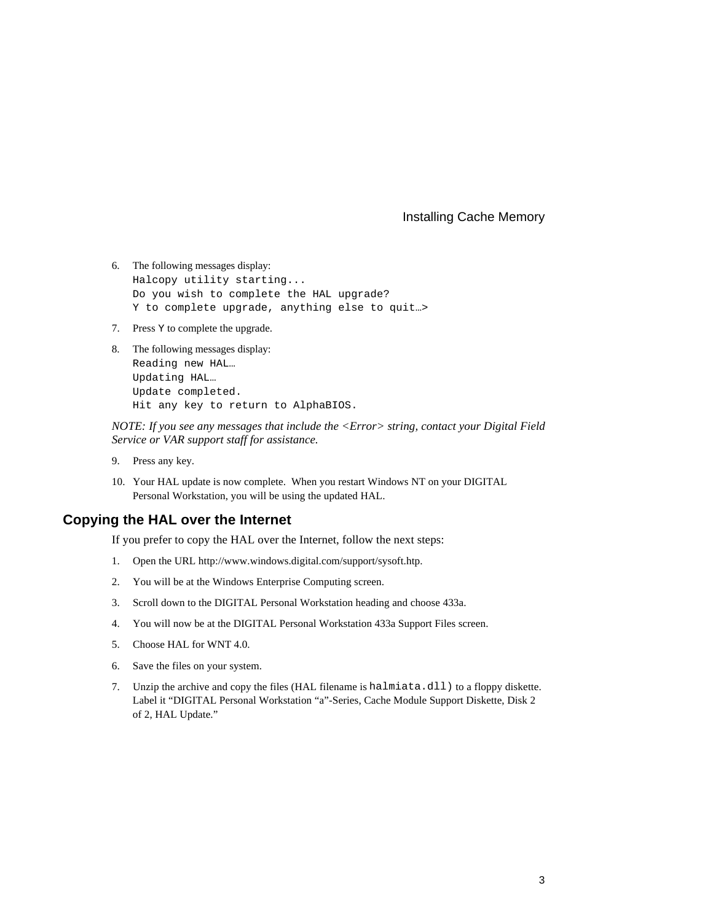6. The following messages display:
```
Halcopy utility starting...
Do you wish to complete the HAL upgrade?
Y to complete upgrade, anything else to quit…>
```
7. Press `Y` to complete the upgrade.
8. The following messages display:
```
Reading new HAL…
Updating HAL…
Update completed.
Hit any key to return to AlphaBIOS.
```

*NOTE: If you see any messages that include the <Error> string, contact your Digital Field Service or VAR support staff for assistance.*

9. Press any key.
10. Your HAL update is now complete. When you restart Windows NT on your DIGITAL Personal Workstation, you will be using the updated HAL.

## Copying the HAL over the Internet

If you prefer to copy the HAL over the Internet, follow the next steps:

1. Open the URL http://www.windows.digital.com/support/sysoft.htp.
2. You will be at the Windows Enterprise Computing screen.
3. Scroll down to the DIGITAL Personal Workstation heading and choose 433a.
4. You will now be at the DIGITAL Personal Workstation 433a Support Files screen.
5. Choose HAL for WNT 4.0.
6. Save the files on your system.
7. Unzip the archive and copy the files (HAL filename is `halmiata.dll`) to a floppy diskette. Label it "DIGITAL Personal Workstation "a"-Series, Cache Module Support Diskette, Disk 2 of 2, HAL Update."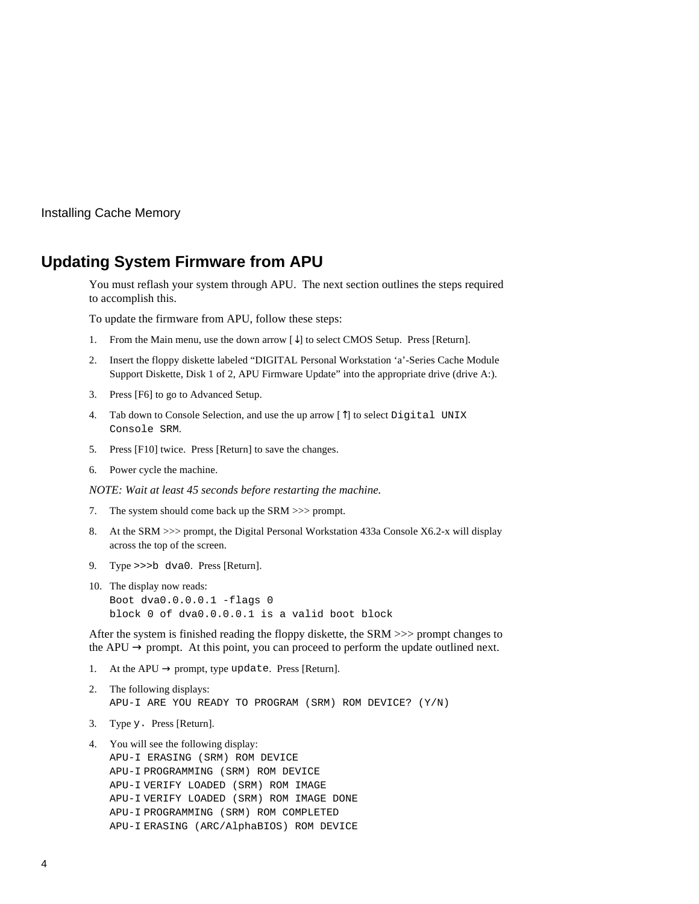## Updating System Firmware from APU

You must reflash your system through APU. The next section outlines the steps required to accomplish this.

To update the firmware from APU, follow these steps:

1. From the Main menu, use the down arrow [↓] to select CMOS Setup. Press [Return].
2. Insert the floppy diskette labeled "DIGITAL Personal Workstation 'a'-Series Cache Module Support Diskette, Disk 1 of 2, APU Firmware Update" into the appropriate drive (drive A:).
3. Press [F6] to go to Advanced Setup.
4. Tab down to Console Selection, and use the up arrow [↑] to select `Digital UNIX Console SRM`.
5. Press [F10] twice. Press [Return] to save the changes.
6. Power cycle the machine.

*NOTE: Wait at least 45 seconds before restarting the machine.*

7. The system should come back up the SRM >>> prompt.
8. At the SRM >>> prompt, the Digital Personal Workstation 433a Console X6.2-x will display across the top of the screen.
9. Type `>>>b dva0`. Press [Return].
10. The display now reads:

```
Boot dva0.0.0.0.1 -flags 0
block 0 of dva0.0.0.0.1 is a valid boot block
```

After the system is finished reading the floppy diskette, the SRM >>> prompt changes to the APU → prompt. At this point, you can proceed to perform the update outlined next.

1. At the APU → prompt, type `update`. Press [Return].
2. The following displays:

```
APU-I ARE YOU READY TO PROGRAM (SRM) ROM DEVICE? (Y/N)
```

3. Type `y.` Press [Return].
4. You will see the following display:

```
APU-I ERASING (SRM) ROM DEVICE
APU-I PROGRAMMING (SRM) ROM DEVICE
APU-I VERIFY LOADED (SRM) ROM IMAGE
APU-I VERIFY LOADED (SRM) ROM IMAGE DONE
APU-I PROGRAMMING (SRM) ROM COMPLETED
APU-I ERASING (ARC/AlphaBIOS) ROM DEVICE
```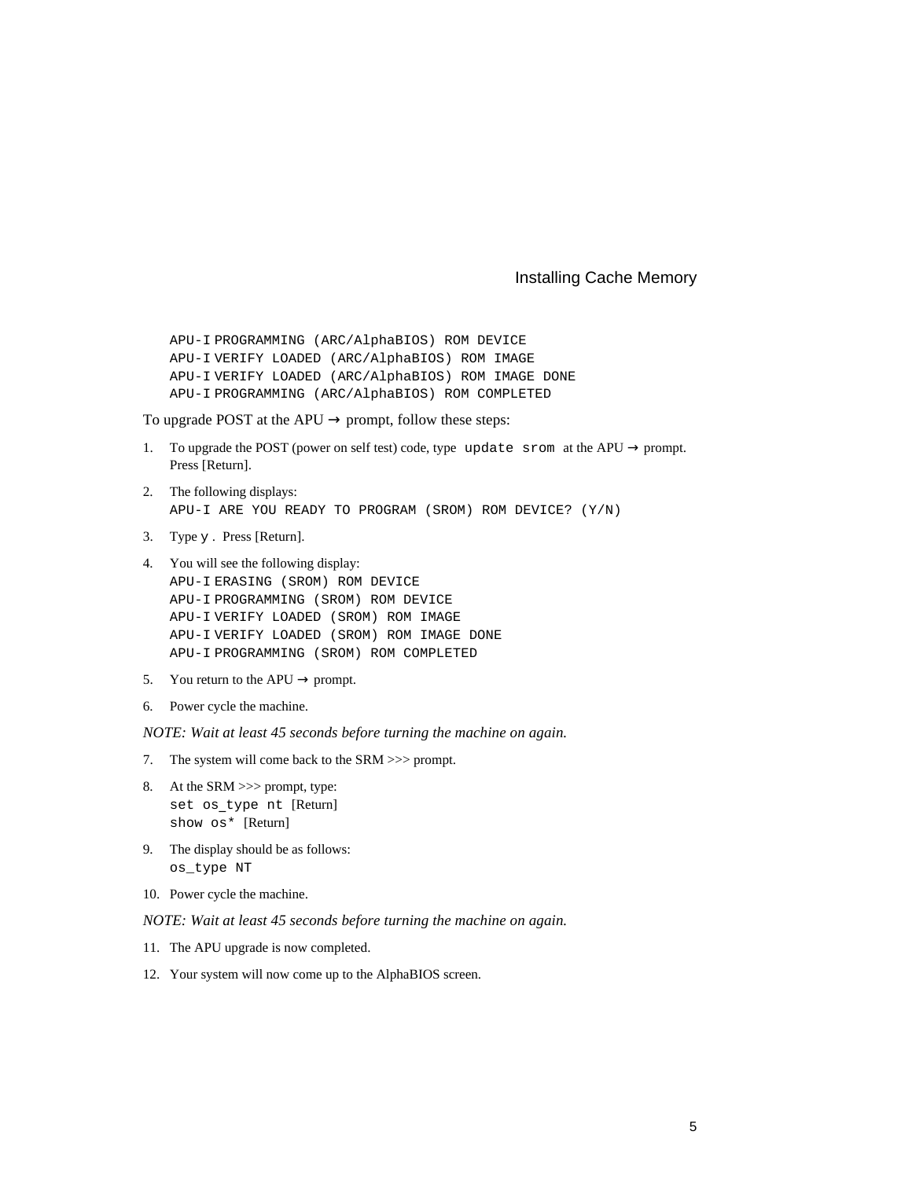```
APU-I PROGRAMMING (ARC/AlphaBIOS) ROM DEVICE
APU-I VERIFY LOADED (ARC/AlphaBIOS) ROM IMAGE
APU-I VERIFY LOADED (ARC/AlphaBIOS) ROM IMAGE DONE
APU-I PROGRAMMING (ARC/AlphaBIOS) ROM COMPLETED
```

To upgrade POST at the APU → prompt, follow these steps:

1. To upgrade the POST (power on self test) code, type `update srom` at the APU → prompt. Press [Return].
2. The following displays:
   `APU-I ARE YOU READY TO PROGRAM (SROM) ROM DEVICE? (Y/N)`
3. Type `y`. Press [Return].
4. You will see the following display:
   ```
   APU-I ERASING (SROM) ROM DEVICE
   APU-I PROGRAMMING (SROM) ROM DEVICE
   APU-I VERIFY LOADED (SROM) ROM IMAGE
   APU-I VERIFY LOADED (SROM) ROM IMAGE DONE
   APU-I PROGRAMMING (SROM) ROM COMPLETED
   ```
5. You return to the APU → prompt.
6. Power cycle the machine.

*NOTE: Wait at least 45 seconds before turning the machine on again.*

7. The system will come back to the SRM >>> prompt.
8. At the SRM >>> prompt, type:
   `set os_type nt` [Return]
   `show os*` [Return]
9. The display should be as follows:
   `os_type NT`
10. Power cycle the machine.

*NOTE: Wait at least 45 seconds before turning the machine on again.*

11. The APU upgrade is now completed.
12. Your system will now come up to the AlphaBIOS screen.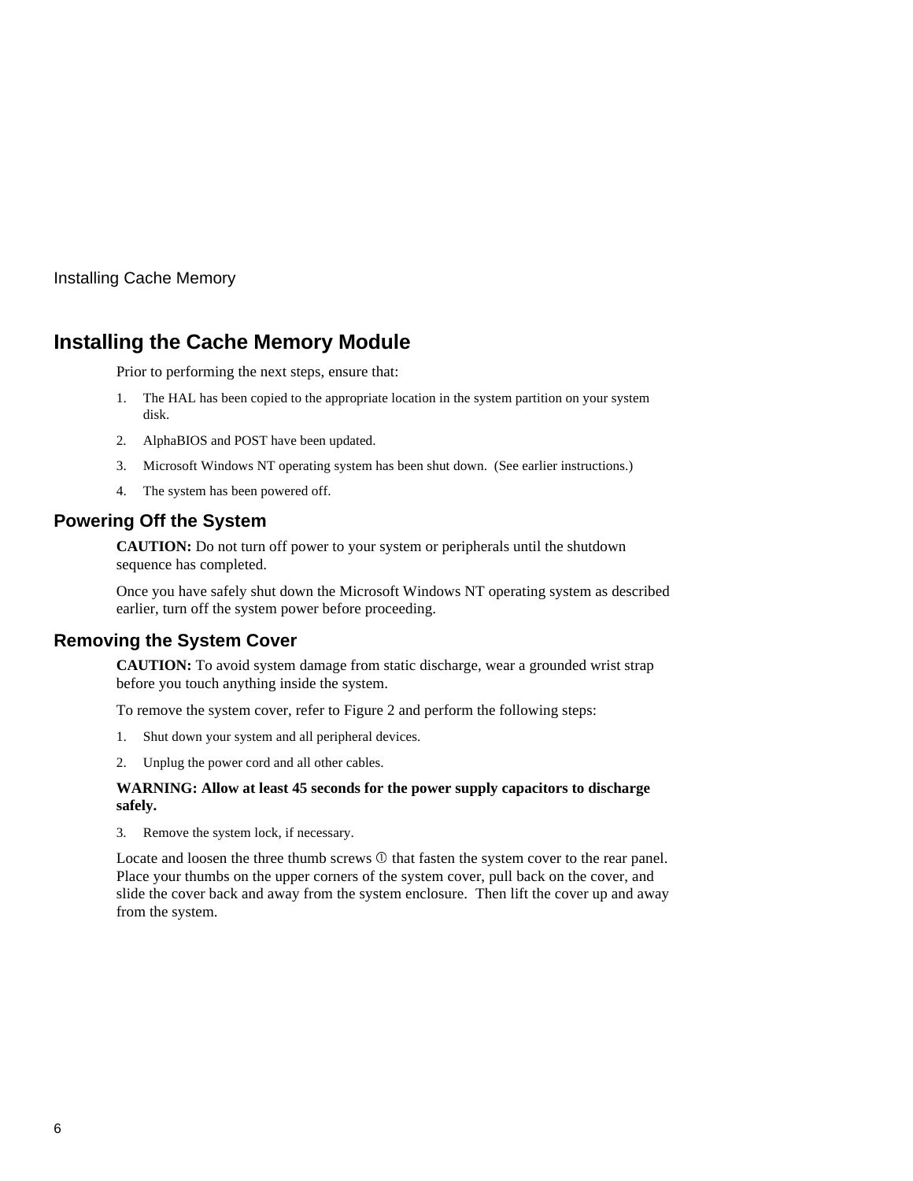## Installing the Cache Memory Module

Prior to performing the next steps, ensure that:

1. The HAL has been copied to the appropriate location in the system partition on your system disk.
2. AlphaBIOS and POST have been updated.
3. Microsoft Windows NT operating system has been shut down. (See earlier instructions.)
4. The system has been powered off.

### Powering Off the System

**CAUTION:** Do not turn off power to your system or peripherals until the shutdown sequence has completed.

Once you have safely shut down the Microsoft Windows NT operating system as described earlier, turn off the system power before proceeding.

### Removing the System Cover

**CAUTION:** To avoid system damage from static discharge, wear a grounded wrist strap before you touch anything inside the system.

To remove the system cover, refer to Figure 2 and perform the following steps:

1. Shut down your system and all peripheral devices.
2. Unplug the power cord and all other cables.

**WARNING: Allow at least 45 seconds for the power supply capacitors to discharge safely.**

3. Remove the system lock, if necessary.

Locate and loosen the three thumb screws ① that fasten the system cover to the rear panel. Place your thumbs on the upper corners of the system cover, pull back on the cover, and slide the cover back and away from the system enclosure. Then lift the cover up and away from the system.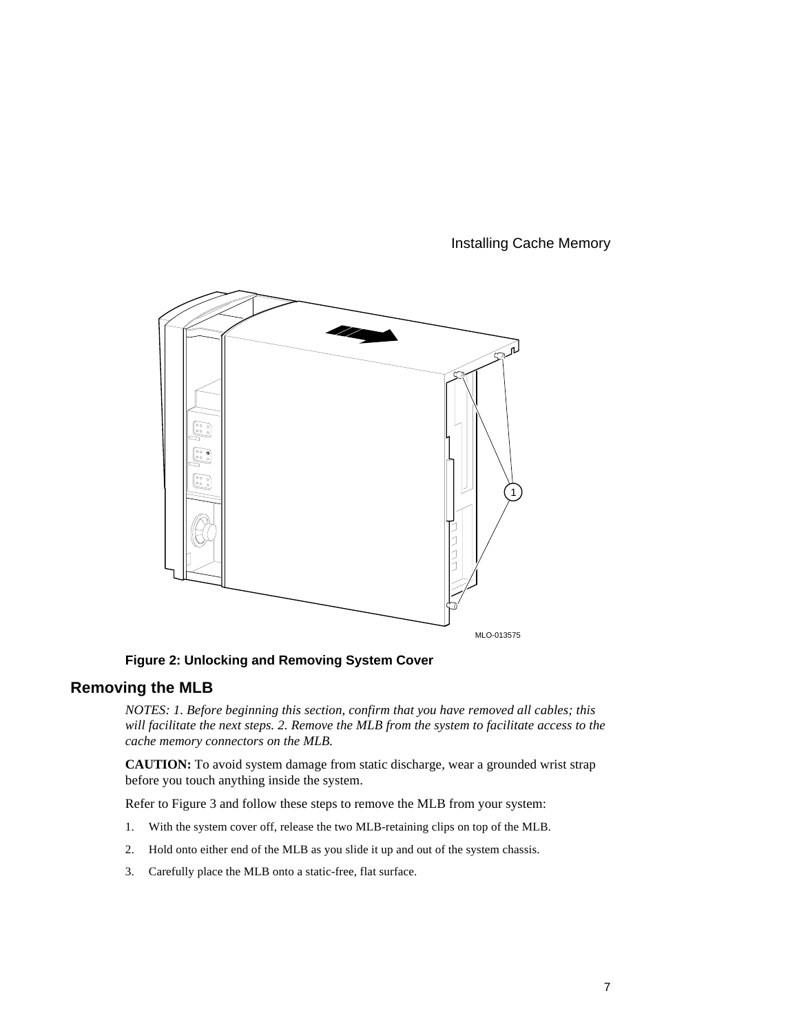**Figure 2: Unlocking and Removing System Cover**

## Removing the MLB

*NOTES: 1. Before beginning this section, confirm that you have removed all cables; this will facilitate the next steps. 2. Remove the MLB from the system to facilitate access to the cache memory connectors on the MLB.*

**CAUTION:** To avoid system damage from static discharge, wear a grounded wrist strap before you touch anything inside the system.

Refer to Figure 3 and follow these steps to remove the MLB from your system:

1. With the system cover off, release the two MLB-retaining clips on top of the MLB.
2. Hold onto either end of the MLB as you slide it up and out of the system chassis.
3. Carefully place the MLB onto a static-free, flat surface.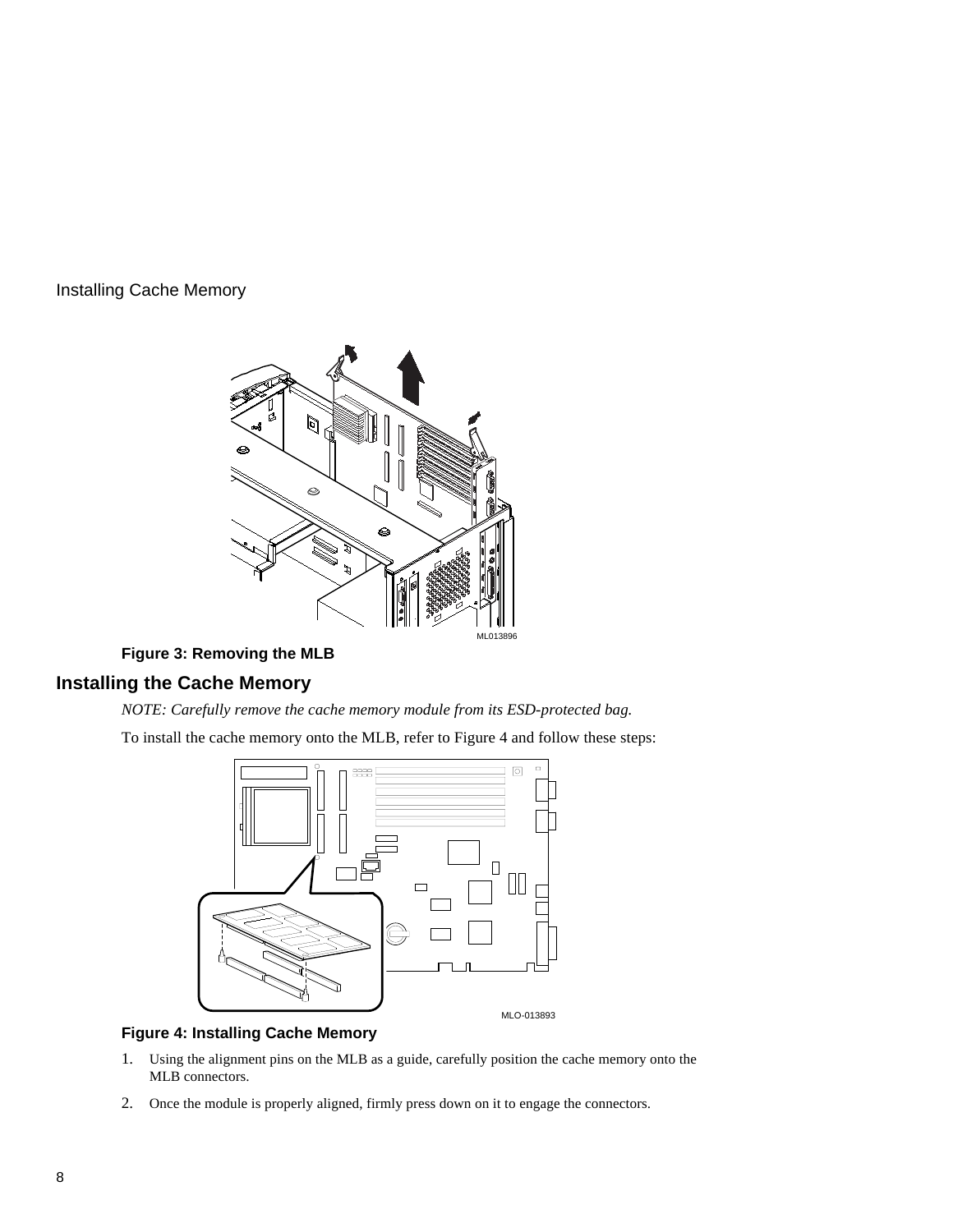Installing Cache Memory

ML013896

**Figure 3: Removing the MLB**

## Installing the Cache Memory

*NOTE: Carefully remove the cache memory module from its ESD-protected bag.*

To install the cache memory onto the MLB, refer to Figure 4 and follow these steps:

MLO-013893

**Figure 4: Installing Cache Memory**

1. Using the alignment pins on the MLB as a guide, carefully position the cache memory onto the MLB connectors.
2. Once the module is properly aligned, firmly press down on it to engage the connectors.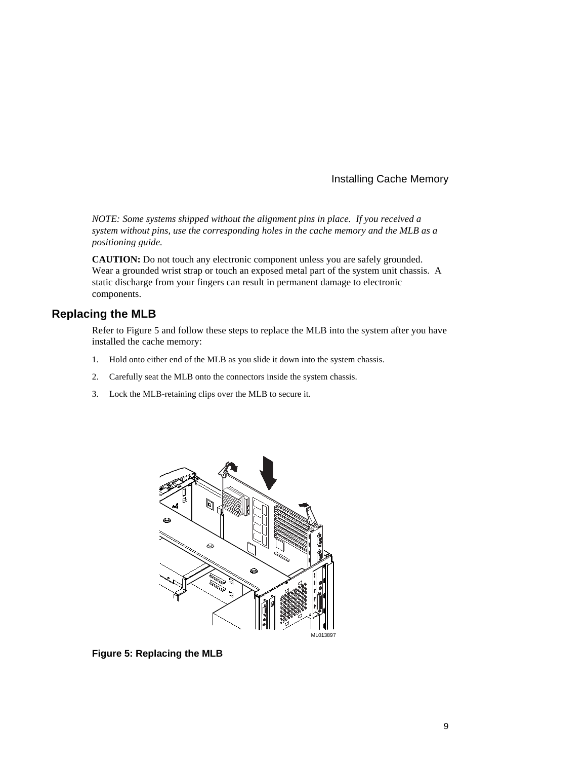*NOTE: Some systems shipped without the alignment pins in place. If you received a system without pins, use the corresponding holes in the cache memory and the MLB as a positioning guide.*

**CAUTION:** Do not touch any electronic component unless you are safely grounded. Wear a grounded wrist strap or touch an exposed metal part of the system unit chassis. A static discharge from your fingers can result in permanent damage to electronic components.

## Replacing the MLB

Refer to Figure 5 and follow these steps to replace the MLB into the system after you have installed the cache memory:

1. Hold onto either end of the MLB as you slide it down into the system chassis.
2. Carefully seat the MLB onto the connectors inside the system chassis.
3. Lock the MLB-retaining clips over the MLB to secure it.

ML013897

**Figure 5: Replacing the MLB**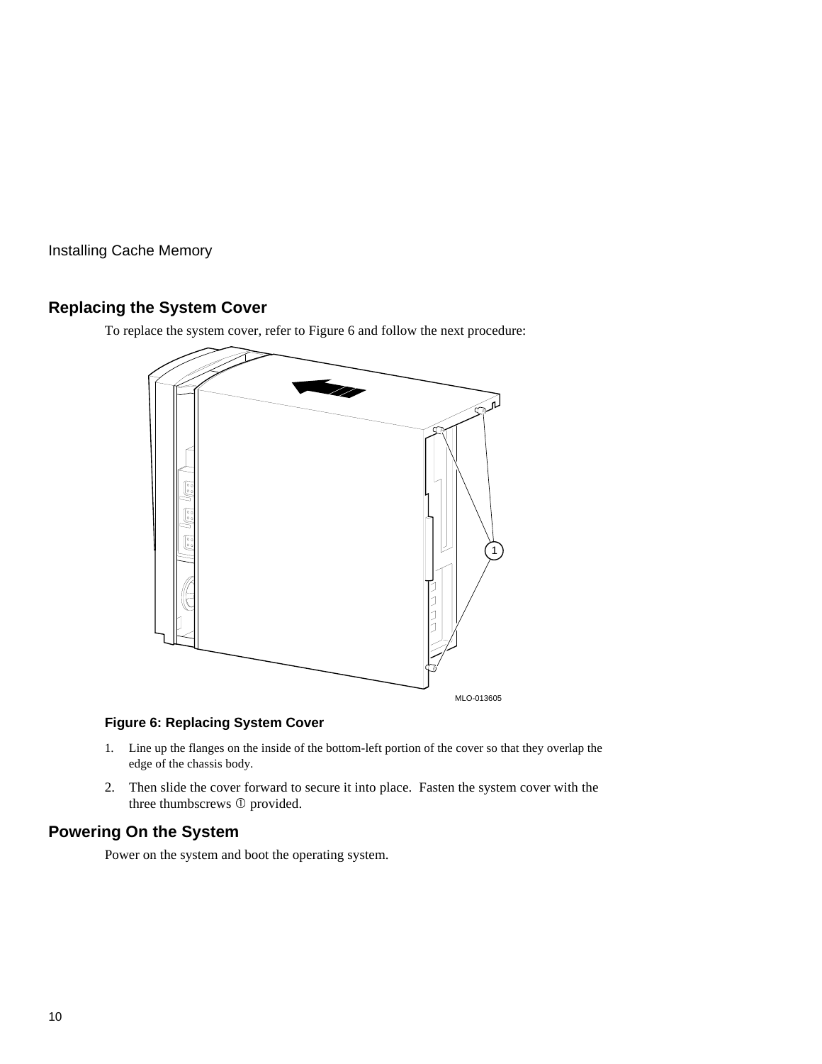## Replacing the System Cover

To replace the system cover, refer to Figure 6 and follow the next procedure:

1

MLO-013605

**Figure 6: Replacing System Cover**

1. Line up the flanges on the inside of the bottom-left portion of the cover so that they overlap the edge of the chassis body.
2. Then slide the cover forward to secure it into place. Fasten the system cover with the three thumbscrews ① provided.

## Powering On the System

Power on the system and boot the operating system.